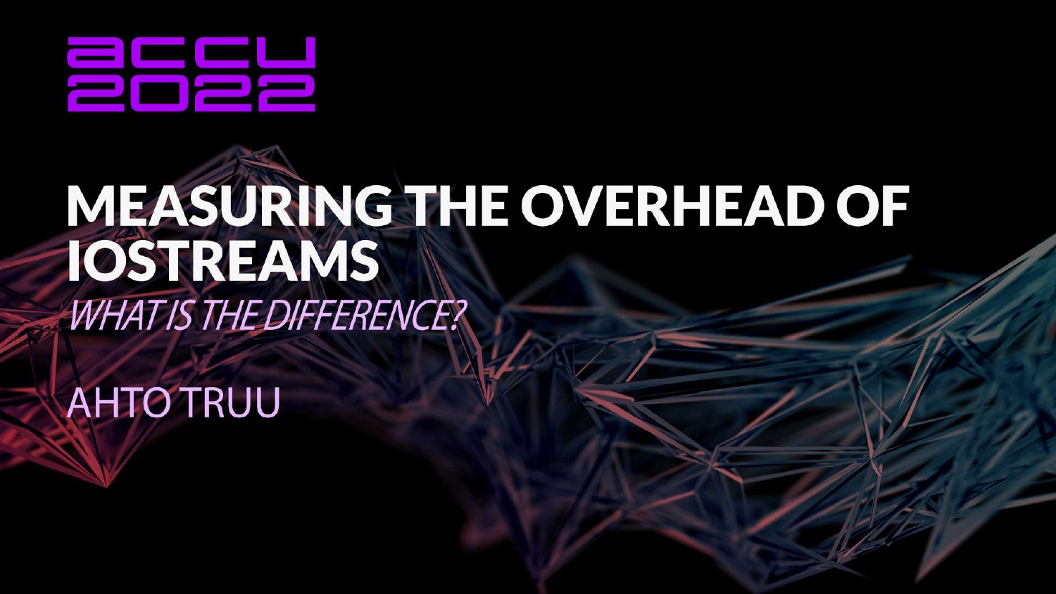accu 2022

# MEASURING THE OVERHEAD OF IOSTREAMS

*WHAT IS THE DIFFERENCE?*

AHTO TRUU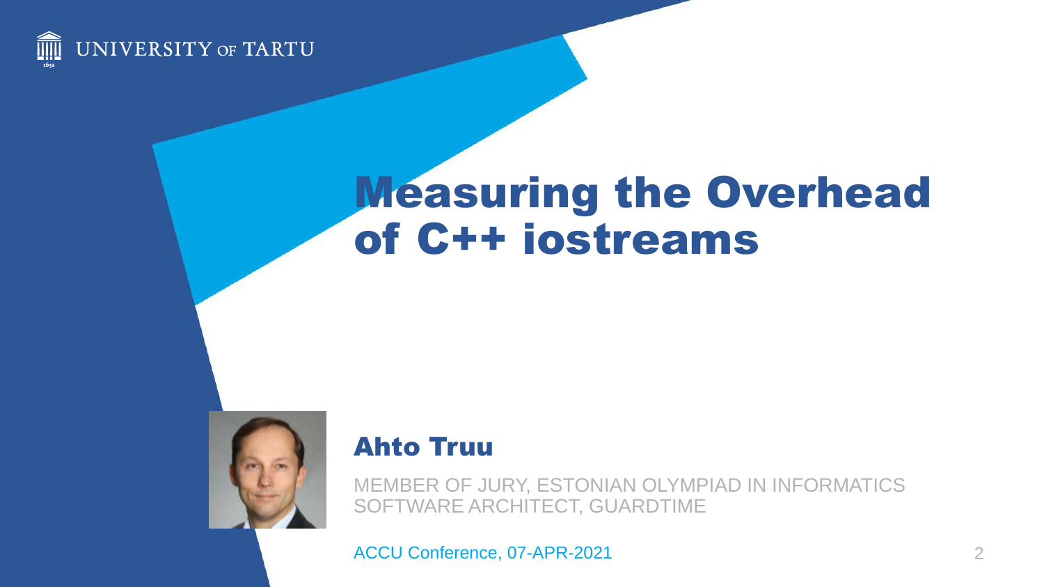UNIVERSITY OF TARTU

# Measuring the Overhead of C++ iostreams

## Ahto Truu

MEMBER OF JURY, ESTONIAN OLYMPIAD IN INFORMATICS
SOFTWARE ARCHITECT, GUARDTIME

ACCU Conference, 07-APR-2021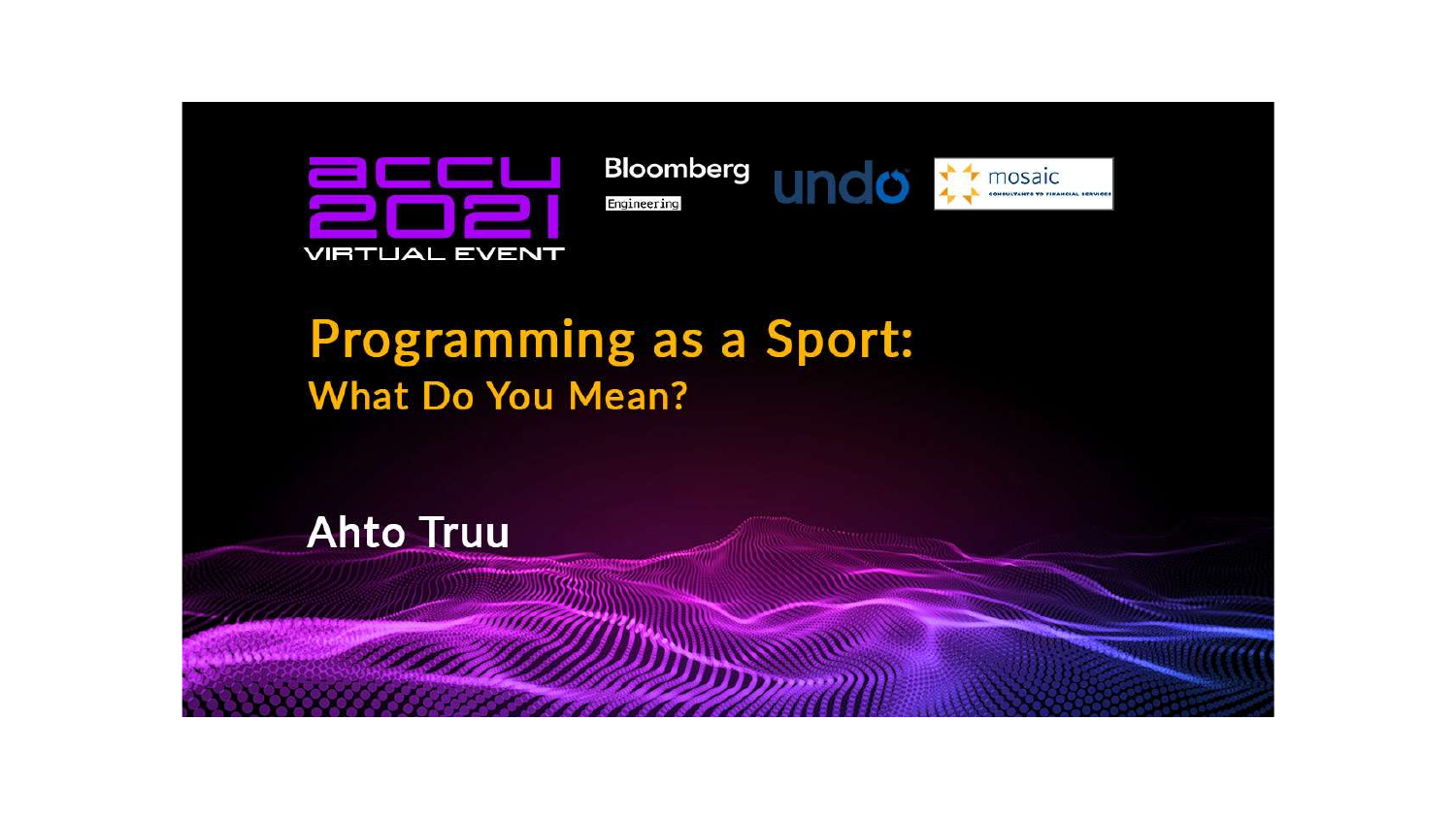ACCU 2021 VIRTUAL EVENT

Bloomberg Engineering

undo

mosaic CONSULTANTS TO FINANCIAL SERVICES

# Programming as a Sport:

## What Do You Mean?

**Ahto Truu**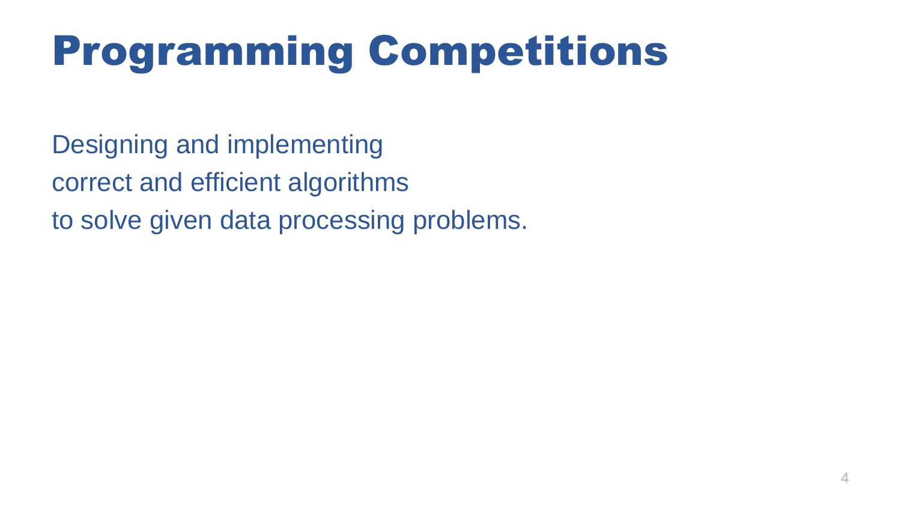# Programming Competitions

Designing and implementing
correct and efficient algorithms
to solve given data processing problems.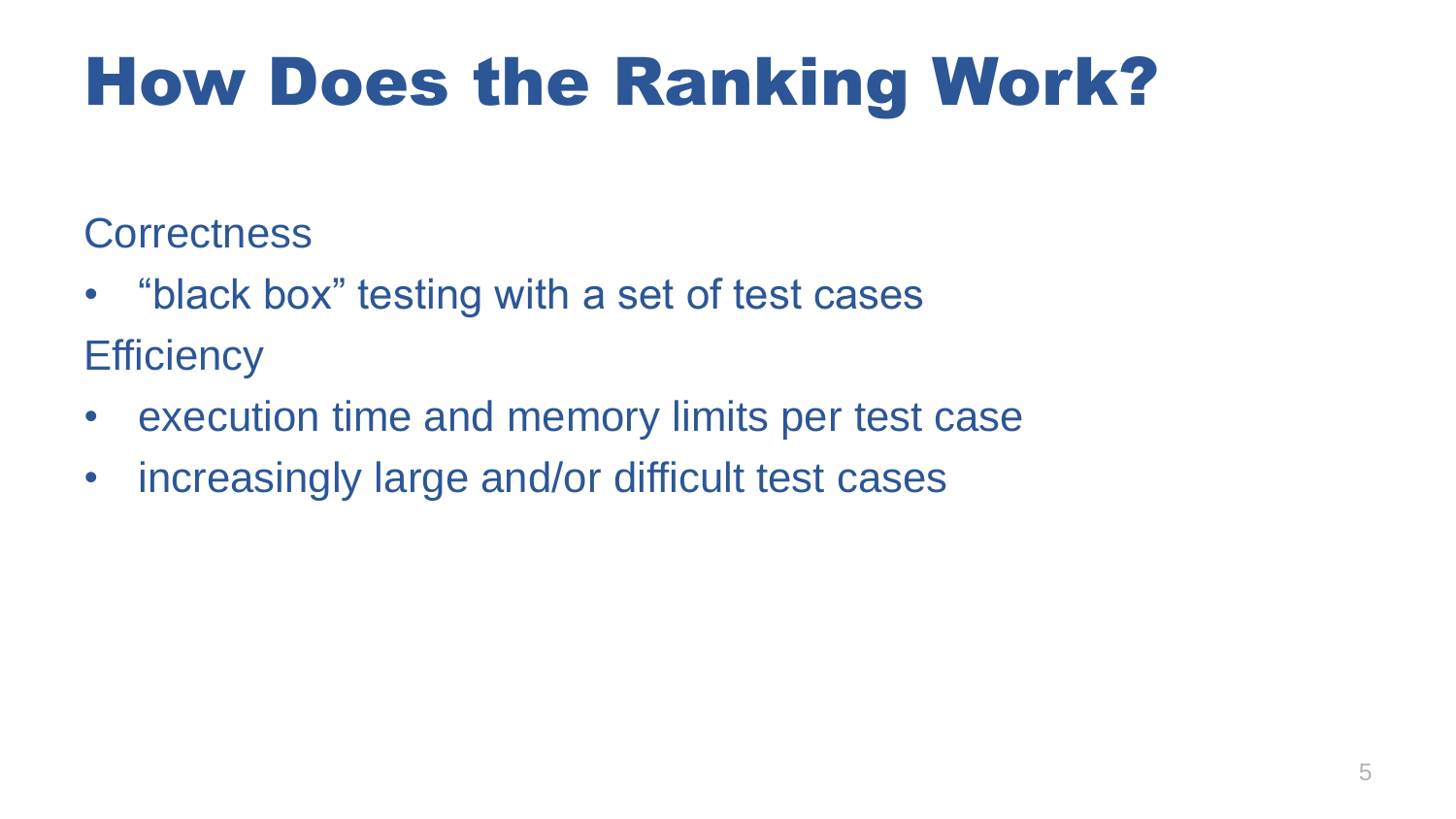# How Does the Ranking Work?

Correctness

- “black box” testing with a set of test cases

Efficiency

- execution time and memory limits per test case
- increasingly large and/or difficult test cases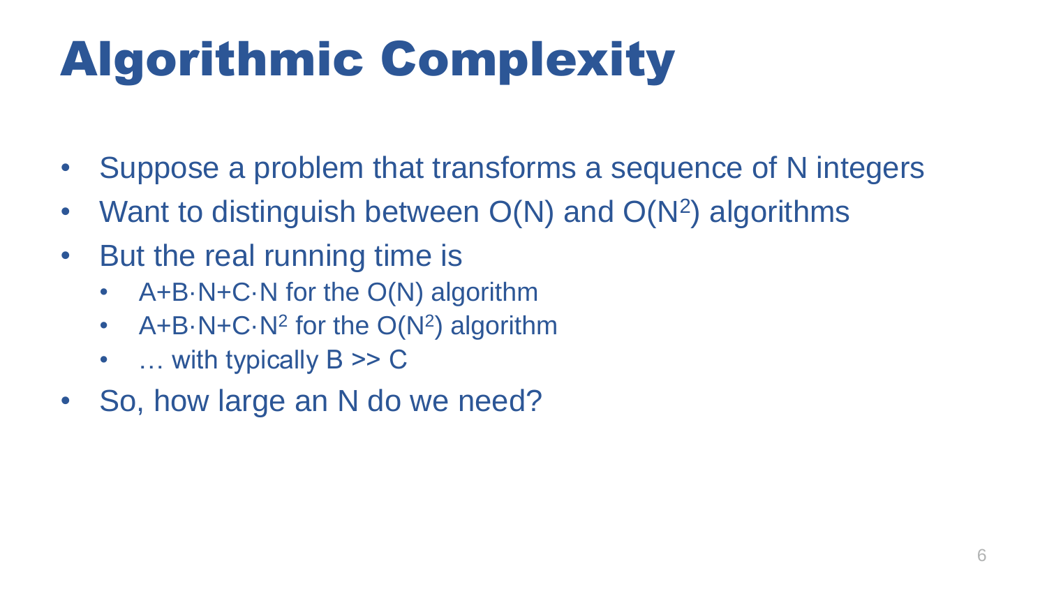# Algorithmic Complexity

- Suppose a problem that transforms a sequence of N integers
- Want to distinguish between $O(N)$ and $O(N^2)$ algorithms
- But the real running time is
  - $A+B\cdot N+C\cdot N$ for the $O(N)$ algorithm
  - $A+B\cdot N+C\cdot N^2$ for the $O(N^2)$ algorithm
  - … with typically $B >> C$
- So, how large an N do we need?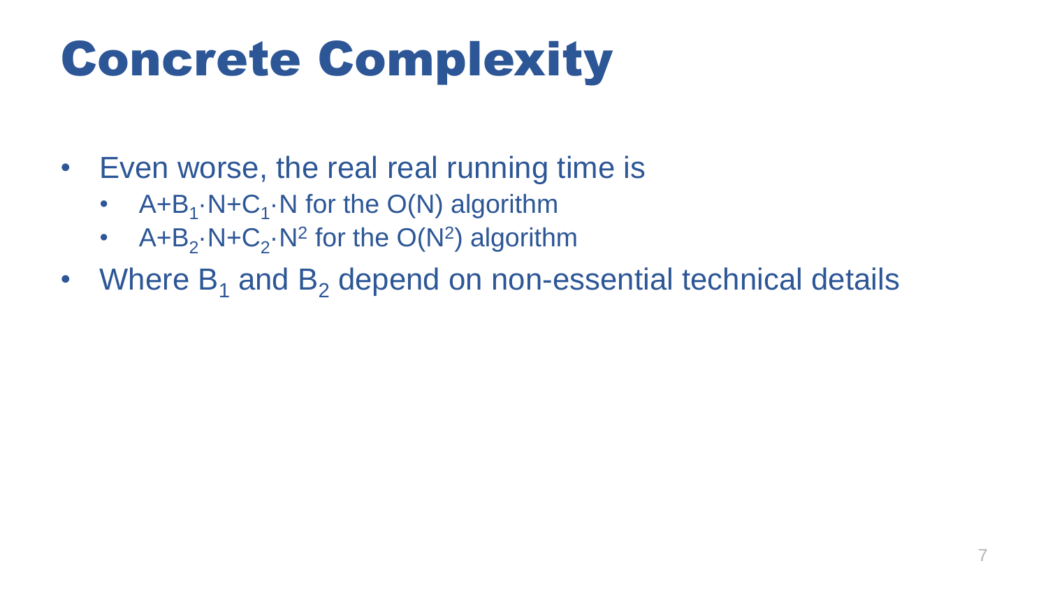# Concrete Complexity

- Even worse, the real real running time is
  - $A+B_1 \cdot N+C_1 \cdot N$ for the $O(N)$ algorithm
  - $A+B_2 \cdot N+C_2 \cdot N^2$ for the $O(N^2)$ algorithm
- Where $B_1$ and $B_2$ depend on non-essential technical details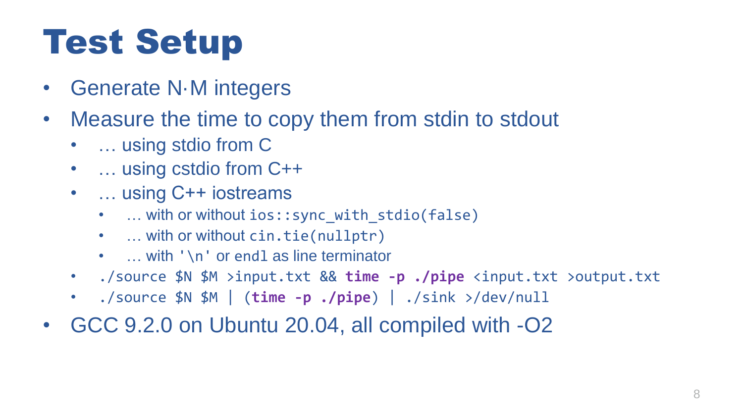# Test Setup

- Generate N·M integers
- Measure the time to copy them from stdin to stdout
  - … using stdio from C
  - … using cstdio from C++
  - … using C++ iostreams
    - … with or without `ios::sync_with_stdio(false)`
    - … with or without `cin.tie(nullptr)`
    - … with `'\n'` or `endl` as line terminator
  - `./source $N $M >input.txt && time -p ./pipe <input.txt >output.txt`
  - `./source $N $M | (time -p ./pipe) | ./sink >/dev/null`
- GCC 9.2.0 on Ubuntu 20.04, all compiled with -O2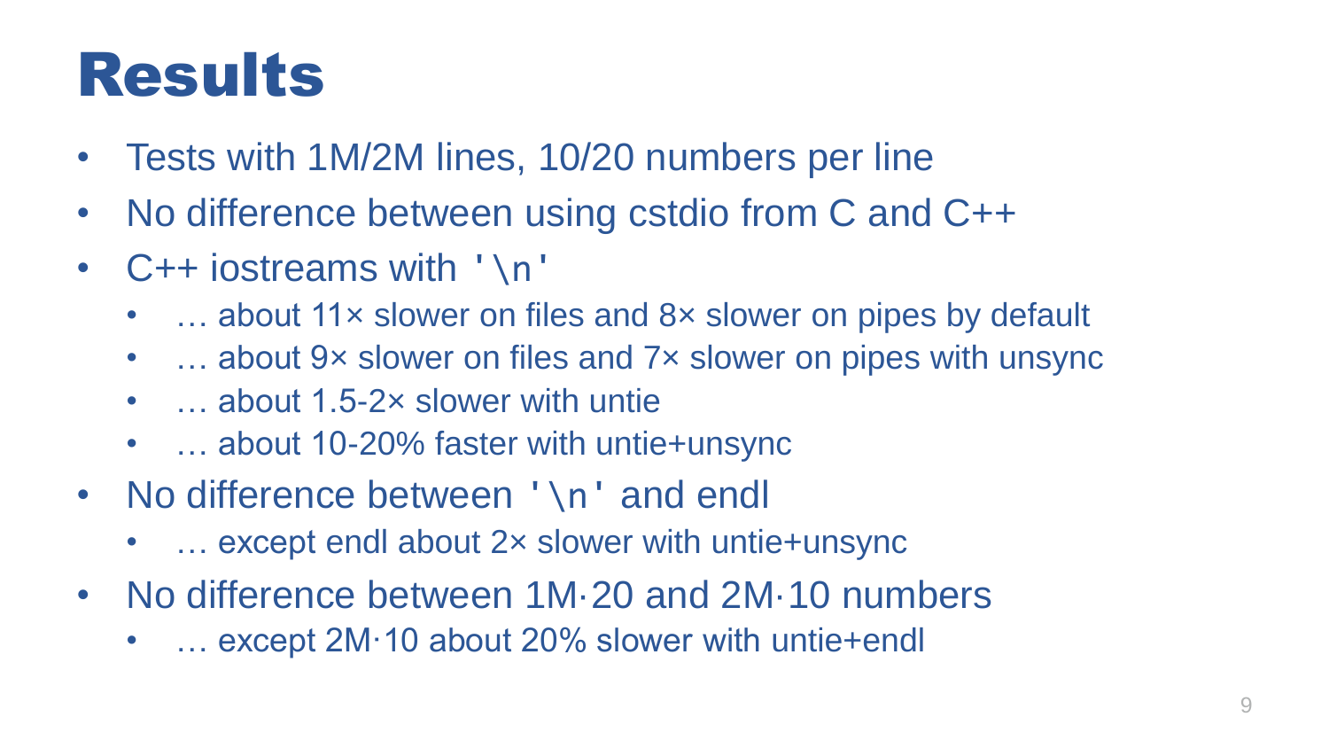# Results

- Tests with 1M/2M lines, 10/20 numbers per line
- No difference between using cstdio from C and C++
- C++ iostreams with `'\n'`
  - … about 11× slower on files and 8× slower on pipes by default
  - … about 9× slower on files and 7× slower on pipes with unsync
  - … about 1.5-2× slower with untie
  - … about 10-20% faster with untie+unsync
- No difference between `'\n'` and endl
  - … except endl about 2× slower with untie+unsync
- No difference between 1M·20 and 2M·10 numbers
  - … except 2M·10 about 20% slower with untie+endl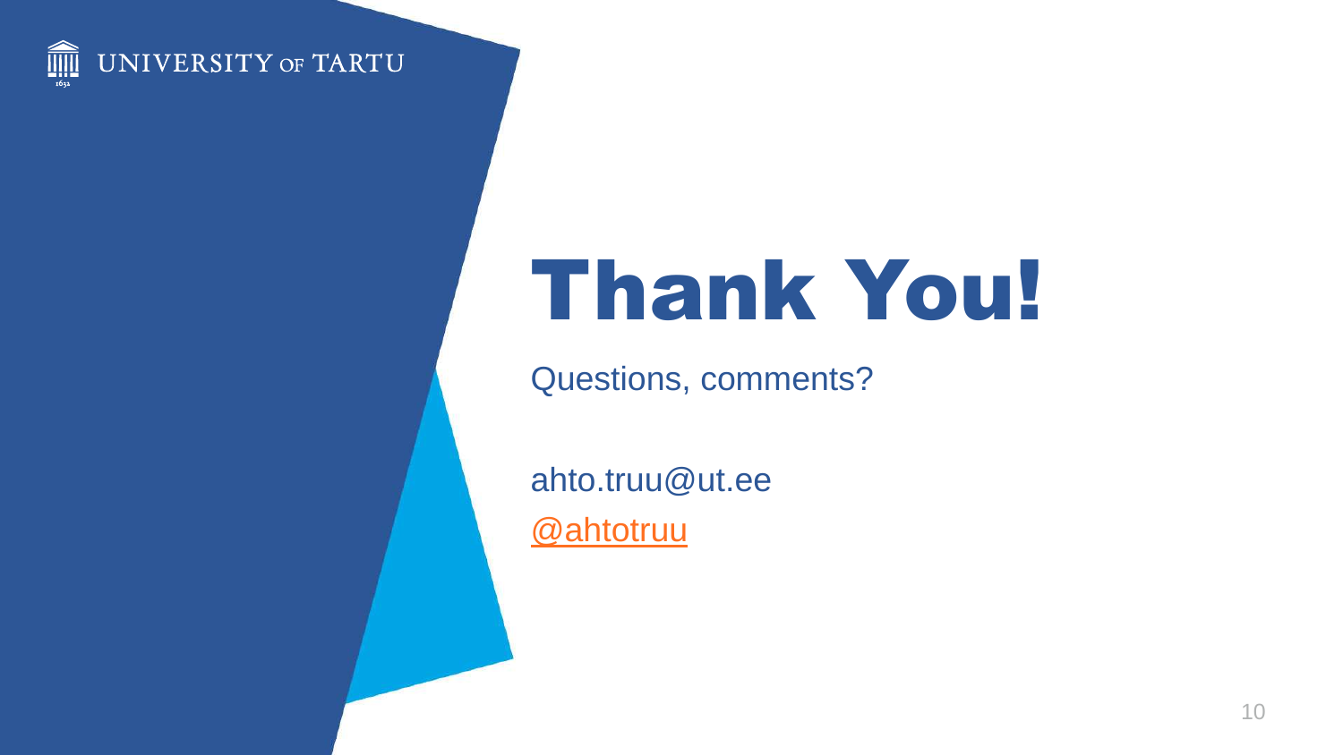UNIVERSITY OF TARTU

# Thank You!

Questions, comments?

ahto.truu@ut.ee

@ahtotruu